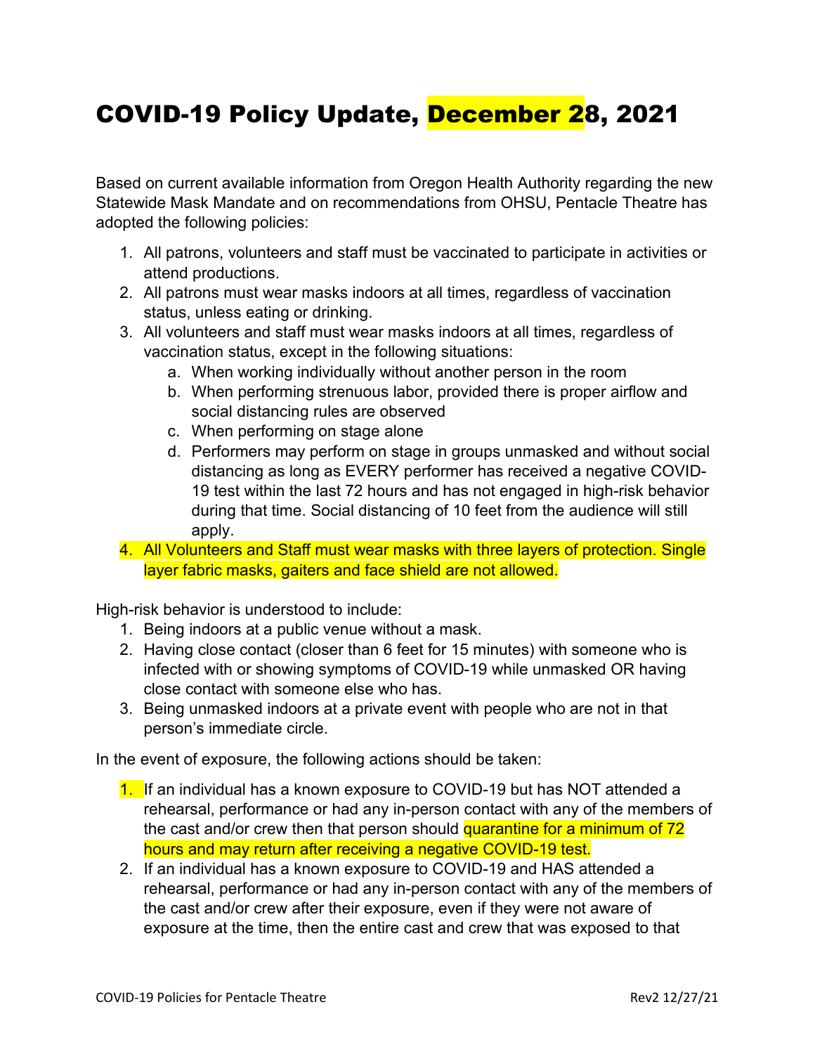# COVID-19 Policy Update, December 28, 2021

Based on current available information from Oregon Health Authority regarding the new Statewide Mask Mandate and on recommendations from OHSU, Pentacle Theatre has adopted the following policies:

1. All patrons, volunteers and staff must be vaccinated to participate in activities or attend productions.
2. All patrons must wear masks indoors at all times, regardless of vaccination status, unless eating or drinking.
3. All volunteers and staff must wear masks indoors at all times, regardless of vaccination status, except in the following situations:
   a. When working individually without another person in the room
   b. When performing strenuous labor, provided there is proper airflow and social distancing rules are observed
   c. When performing on stage alone
   d. Performers may perform on stage in groups unmasked and without social distancing as long as EVERY performer has received a negative COVID-19 test within the last 72 hours and has not engaged in high-risk behavior during that time. Social distancing of 10 feet from the audience will still apply.
4. All Volunteers and Staff must wear masks with three layers of protection. Single layer fabric masks, gaiters and face shield are not allowed.

High-risk behavior is understood to include:

1. Being indoors at a public venue without a mask.
2. Having close contact (closer than 6 feet for 15 minutes) with someone who is infected with or showing symptoms of COVID-19 while unmasked OR having close contact with someone else who has.
3. Being unmasked indoors at a private event with people who are not in that person's immediate circle.

In the event of exposure, the following actions should be taken:

1. If an individual has a known exposure to COVID-19 but has NOT attended a rehearsal, performance or had any in-person contact with any of the members of the cast and/or crew then that person should quarantine for a minimum of 72 hours and may return after receiving a negative COVID-19 test.
2. If an individual has a known exposure to COVID-19 and HAS attended a rehearsal, performance or had any in-person contact with any of the members of the cast and/or crew after their exposure, even if they were not aware of exposure at the time, then the entire cast and crew that was exposed to that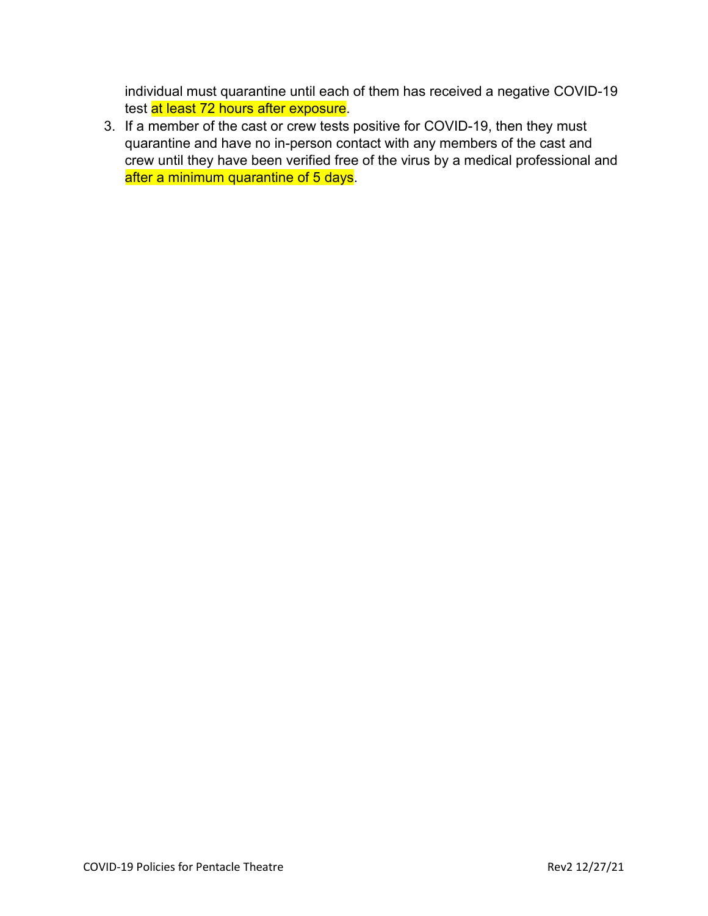individual must quarantine until each of them has received a negative COVID-19 test at least 72 hours after exposure.

3. If a member of the cast or crew tests positive for COVID-19, then they must quarantine and have no in-person contact with any members of the cast and crew until they have been verified free of the virus by a medical professional and after a minimum quarantine of 5 days.